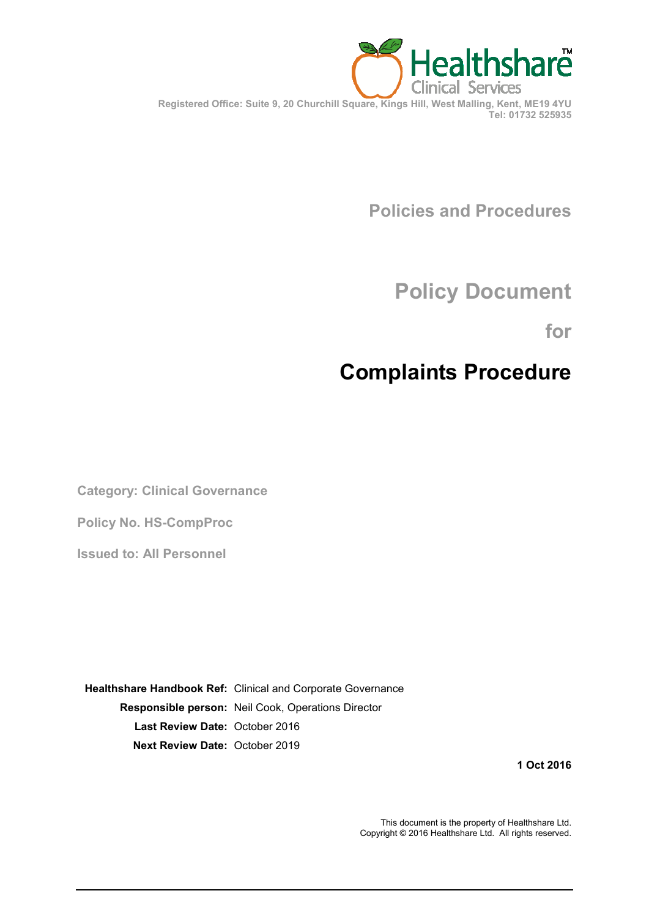Healthshare™ Clinical Services

Registered Office: Suite 9, 20 Churchill Square, Kings Hill, West Malling, Kent, ME19 4YU
Tel: 01732 525935

## Policies and Procedures

## Policy Document

## for

# Complaints Procedure

**Category: Clinical Governance**

**Policy No. HS-CompProc**

**Issued to: All Personnel**

| | |
|---|---|
| **Healthshare Handbook Ref:** | Clinical and Corporate Governance |
| **Responsible person:** | Neil Cook, Operations Director |
| **Last Review Date:** | October 2016 |
| **Next Review Date:** | October 2019 |

**1 Oct 2016**

This document is the property of Healthshare Ltd.
Copyright © 2016 Healthshare Ltd. All rights reserved.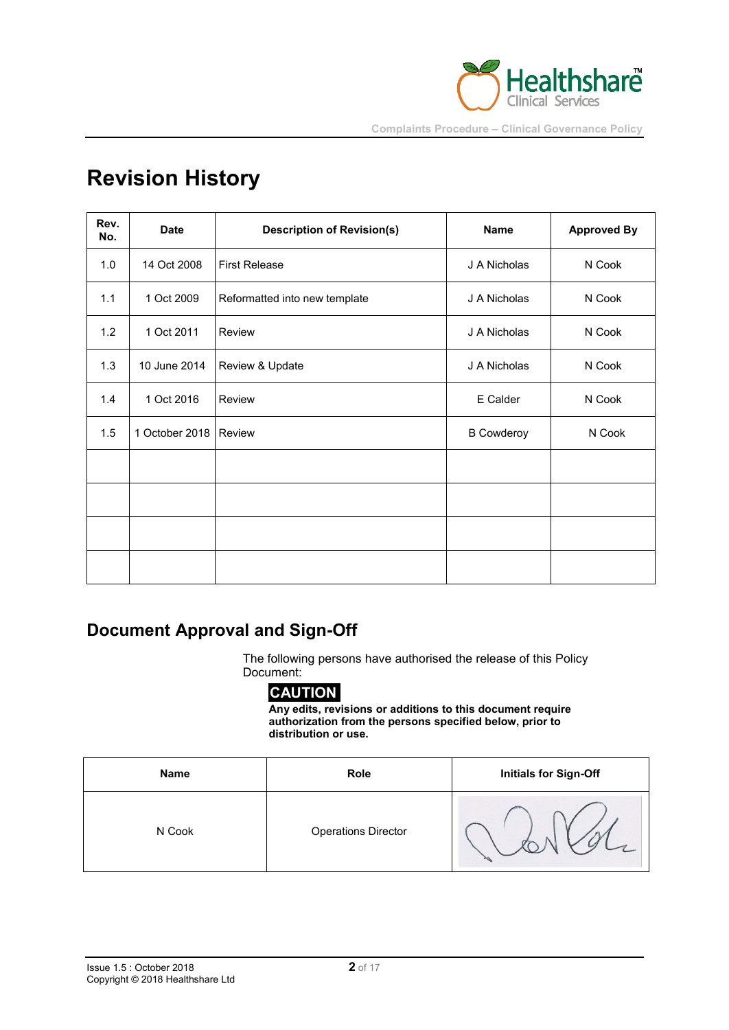# Revision History

| Rev. No. | Date | Description of Revision(s) | Name | Approved By |
|---|---|---|---|---|
| 1.0 | 14 Oct 2008 | First Release | J A Nicholas | N Cook |
| 1.1 | 1 Oct 2009 | Reformatted into new template | J A Nicholas | N Cook |
| 1.2 | 1 Oct 2011 | Review | J A Nicholas | N Cook |
| 1.3 | 10 June 2014 | Review & Update | J A Nicholas | N Cook |
| 1.4 | 1 Oct 2016 | Review | E Calder | N Cook |
| 1.5 | 1 October 2018 | Review | B Cowderoy | N Cook |
| | | | | |
| | | | | |
| | | | | |
| | | | | |

## Document Approval and Sign-Off

The following persons have authorised the release of this Policy Document:

**CAUTION**

**Any edits, revisions or additions to this document require authorization from the persons specified below, prior to distribution or use.**

| Name | Role | Initials for Sign-Off |
|---|---|---|
| N Cook | Operations Director | |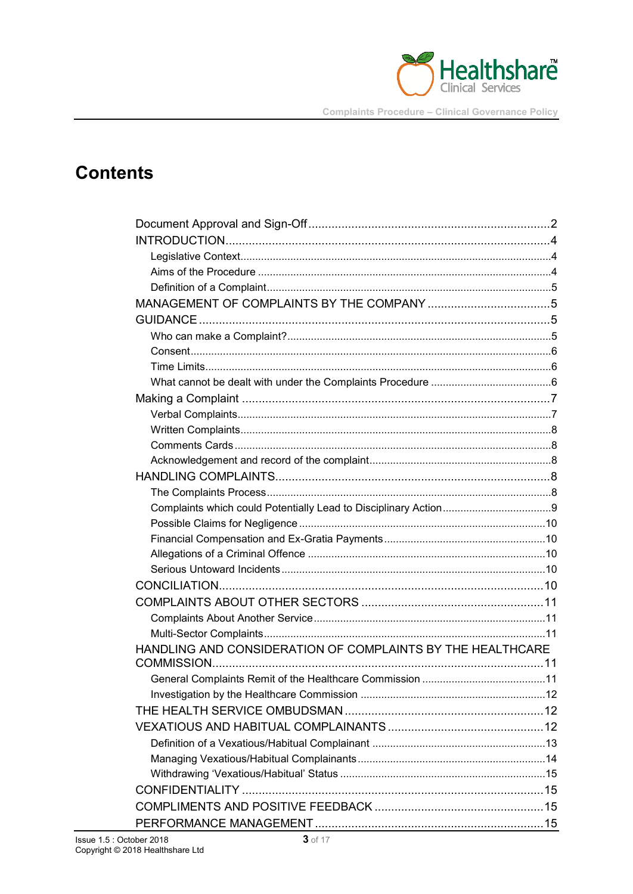# Contents

- Document Approval and Sign-Off 2
- INTRODUCTION 4
  - Legislative Context 4
  - Aims of the Procedure 4
  - Definition of a Complaint 5
- MANAGEMENT OF COMPLAINTS BY THE COMPANY 5
- GUIDANCE 5
  - Who can make a Complaint? 5
  - Consent 6
  - Time Limits 6
  - What cannot be dealt with under the Complaints Procedure 6
- Making a Complaint 7
  - Verbal Complaints 7
  - Written Complaints 8
  - Comments Cards 8
  - Acknowledgement and record of the complaint 8
- HANDLING COMPLAINTS 8
  - The Complaints Process 8
  - Complaints which could Potentially Lead to Disciplinary Action 9
  - Possible Claims for Negligence 10
  - Financial Compensation and Ex-Gratia Payments 10
  - Allegations of a Criminal Offence 10
  - Serious Untoward Incidents 10
- CONCILIATION 10
- COMPLAINTS ABOUT OTHER SECTORS 11
  - Complaints About Another Service 11
  - Multi-Sector Complaints 11
- HANDLING AND CONSIDERATION OF COMPLAINTS BY THE HEALTHCARE COMMISSION 11
  - General Complaints Remit of the Healthcare Commission 11
  - Investigation by the Healthcare Commission 12
- THE HEALTH SERVICE OMBUDSMAN 12
- VEXATIOUS AND HABITUAL COMPLAINANTS 12
  - Definition of a Vexatious/Habitual Complainant 13
  - Managing Vexatious/Habitual Complainants 14
  - Withdrawing 'Vexatious/Habitual' Status 15
- CONFIDENTIALITY 15
- COMPLIMENTS AND POSITIVE FEEDBACK 15
- PERFORMANCE MANAGEMENT 15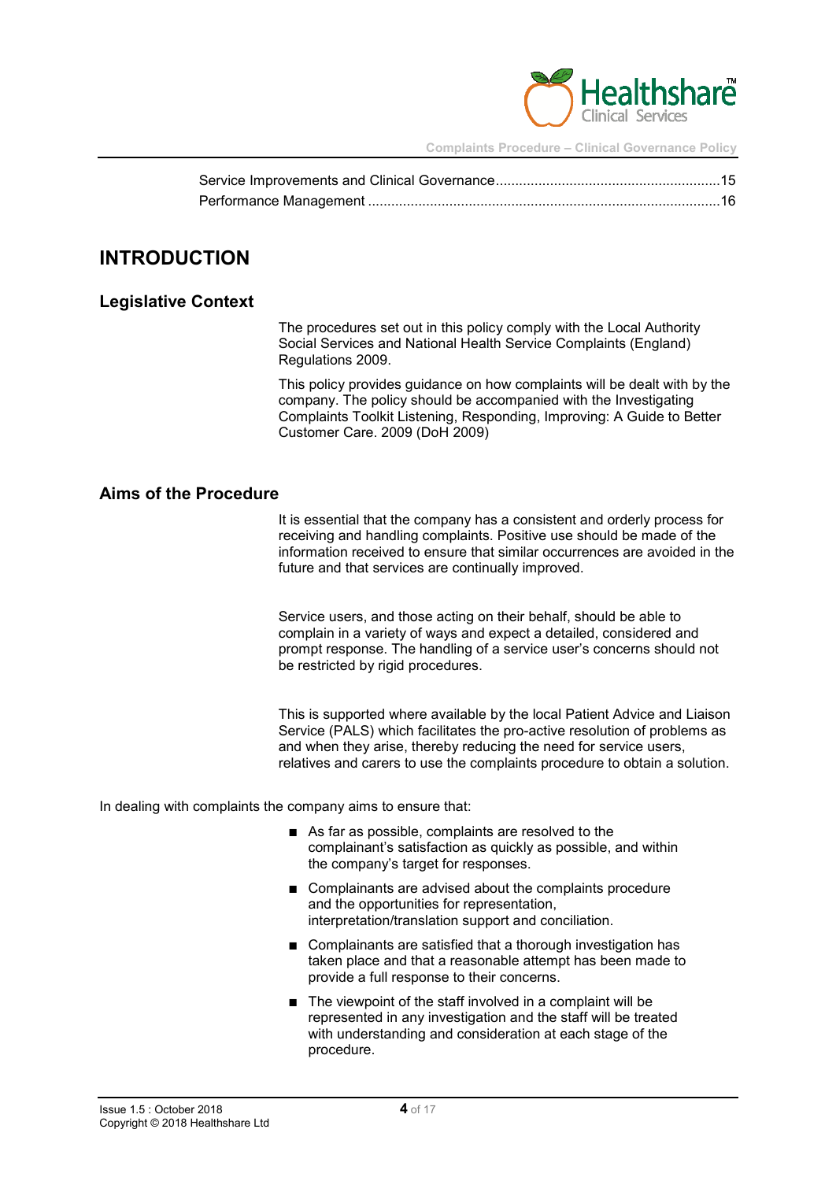Service Improvements and Clinical Governance........................................................15
Performance Management ..........................................................................................16

# INTRODUCTION

## Legislative Context

The procedures set out in this policy comply with the Local Authority Social Services and National Health Service Complaints (England) Regulations 2009.

This policy provides guidance on how complaints will be dealt with by the company. The policy should be accompanied with the Investigating Complaints Toolkit Listening, Responding, Improving: A Guide to Better Customer Care. 2009 (DoH 2009)

## Aims of the Procedure

It is essential that the company has a consistent and orderly process for receiving and handling complaints. Positive use should be made of the information received to ensure that similar occurrences are avoided in the future and that services are continually improved.

Service users, and those acting on their behalf, should be able to complain in a variety of ways and expect a detailed, considered and prompt response. The handling of a service user's concerns should not be restricted by rigid procedures.

This is supported where available by the local Patient Advice and Liaison Service (PALS) which facilitates the pro-active resolution of problems as and when they arise, thereby reducing the need for service users, relatives and carers to use the complaints procedure to obtain a solution.

In dealing with complaints the company aims to ensure that:

- As far as possible, complaints are resolved to the complainant's satisfaction as quickly as possible, and within the company's target for responses.
- Complainants are advised about the complaints procedure and the opportunities for representation, interpretation/translation support and conciliation.
- Complainants are satisfied that a thorough investigation has taken place and that a reasonable attempt has been made to provide a full response to their concerns.
- The viewpoint of the staff involved in a complaint will be represented in any investigation and the staff will be treated with understanding and consideration at each stage of the procedure.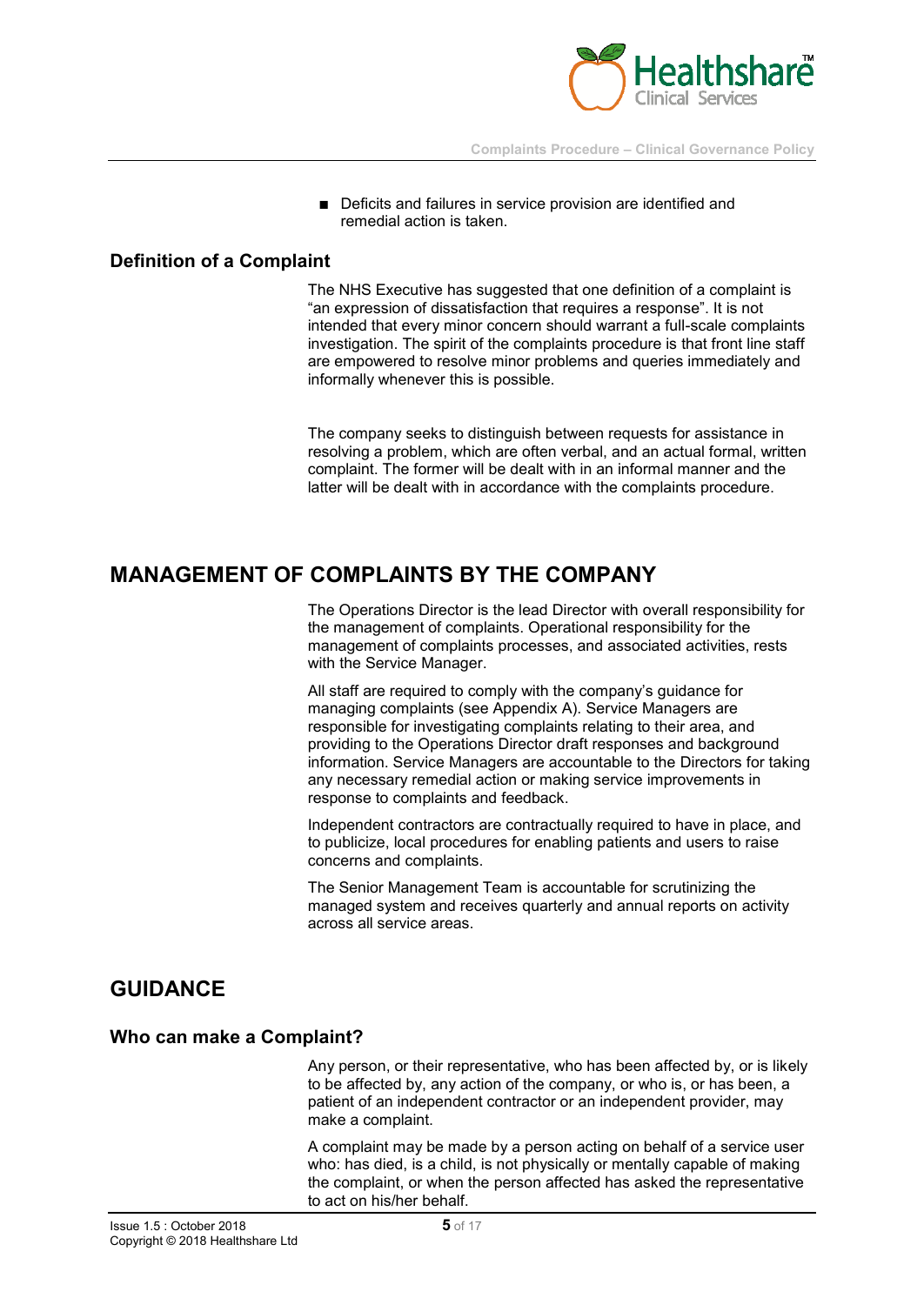- Deficits and failures in service provision are identified and remedial action is taken.

### Definition of a Complaint

The NHS Executive has suggested that one definition of a complaint is "an expression of dissatisfaction that requires a response". It is not intended that every minor concern should warrant a full-scale complaints investigation. The spirit of the complaints procedure is that front line staff are empowered to resolve minor problems and queries immediately and informally whenever this is possible.

The company seeks to distinguish between requests for assistance in resolving a problem, which are often verbal, and an actual formal, written complaint. The former will be dealt with in an informal manner and the latter will be dealt with in accordance with the complaints procedure.

## MANAGEMENT OF COMPLAINTS BY THE COMPANY

The Operations Director is the lead Director with overall responsibility for the management of complaints. Operational responsibility for the management of complaints processes, and associated activities, rests with the Service Manager.

All staff are required to comply with the company's guidance for managing complaints (see Appendix A). Service Managers are responsible for investigating complaints relating to their area, and providing to the Operations Director draft responses and background information. Service Managers are accountable to the Directors for taking any necessary remedial action or making service improvements in response to complaints and feedback.

Independent contractors are contractually required to have in place, and to publicize, local procedures for enabling patients and users to raise concerns and complaints.

The Senior Management Team is accountable for scrutinizing the managed system and receives quarterly and annual reports on activity across all service areas.

## GUIDANCE

### Who can make a Complaint?

Any person, or their representative, who has been affected by, or is likely to be affected by, any action of the company, or who is, or has been, a patient of an independent contractor or an independent provider, may make a complaint.

A complaint may be made by a person acting on behalf of a service user who: has died, is a child, is not physically or mentally capable of making the complaint, or when the person affected has asked the representative to act on his/her behalf.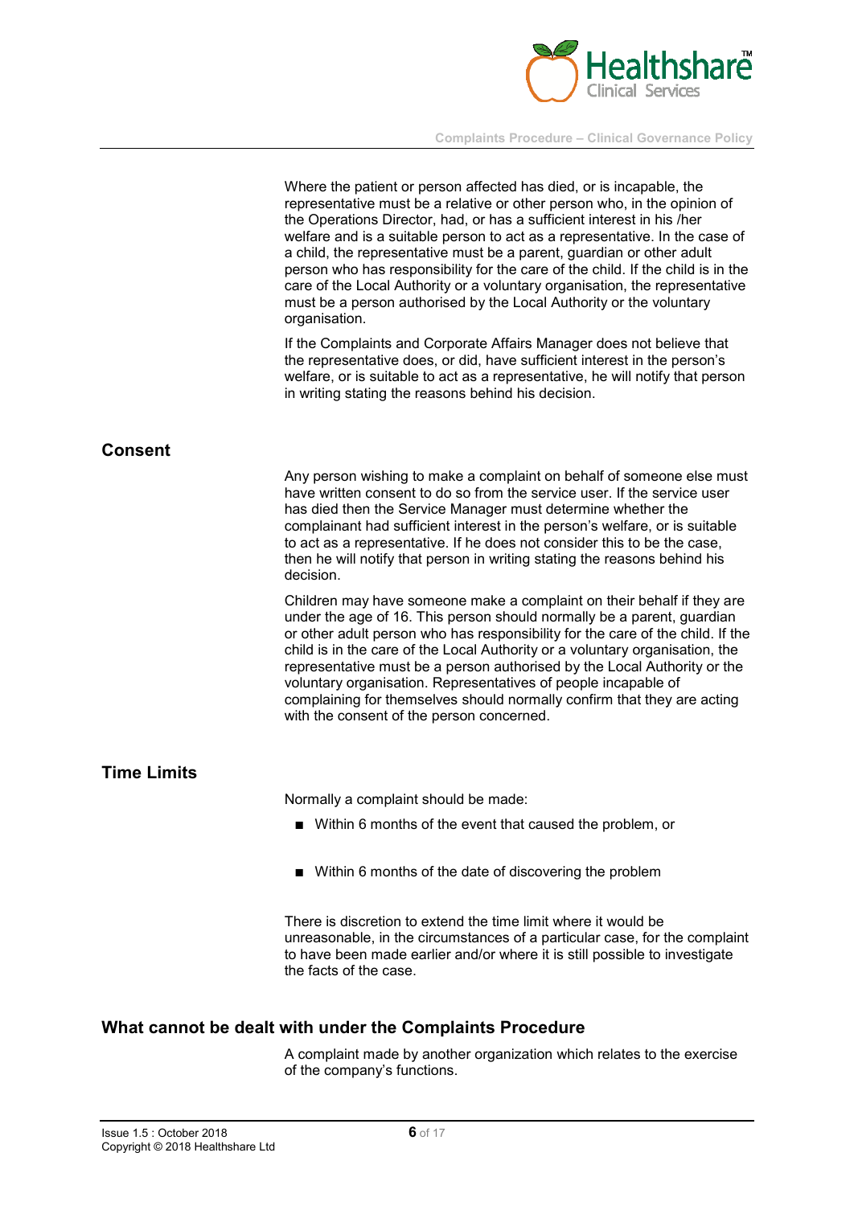Where the patient or person affected has died, or is incapable, the representative must be a relative or other person who, in the opinion of the Operations Director, had, or has a sufficient interest in his /her welfare and is a suitable person to act as a representative. In the case of a child, the representative must be a parent, guardian or other adult person who has responsibility for the care of the child. If the child is in the care of the Local Authority or a voluntary organisation, the representative must be a person authorised by the Local Authority or the voluntary organisation.

If the Complaints and Corporate Affairs Manager does not believe that the representative does, or did, have sufficient interest in the person's welfare, or is suitable to act as a representative, he will notify that person in writing stating the reasons behind his decision.

## Consent

Any person wishing to make a complaint on behalf of someone else must have written consent to do so from the service user. If the service user has died then the Service Manager must determine whether the complainant had sufficient interest in the person's welfare, or is suitable to act as a representative. If he does not consider this to be the case, then he will notify that person in writing stating the reasons behind his decision.

Children may have someone make a complaint on their behalf if they are under the age of 16. This person should normally be a parent, guardian or other adult person who has responsibility for the care of the child. If the child is in the care of the Local Authority or a voluntary organisation, the representative must be a person authorised by the Local Authority or the voluntary organisation. Representatives of people incapable of complaining for themselves should normally confirm that they are acting with the consent of the person concerned.

## Time Limits

Normally a complaint should be made:

- Within 6 months of the event that caused the problem, or
- Within 6 months of the date of discovering the problem

There is discretion to extend the time limit where it would be unreasonable, in the circumstances of a particular case, for the complaint to have been made earlier and/or where it is still possible to investigate the facts of the case.

## What cannot be dealt with under the Complaints Procedure

A complaint made by another organization which relates to the exercise of the company's functions.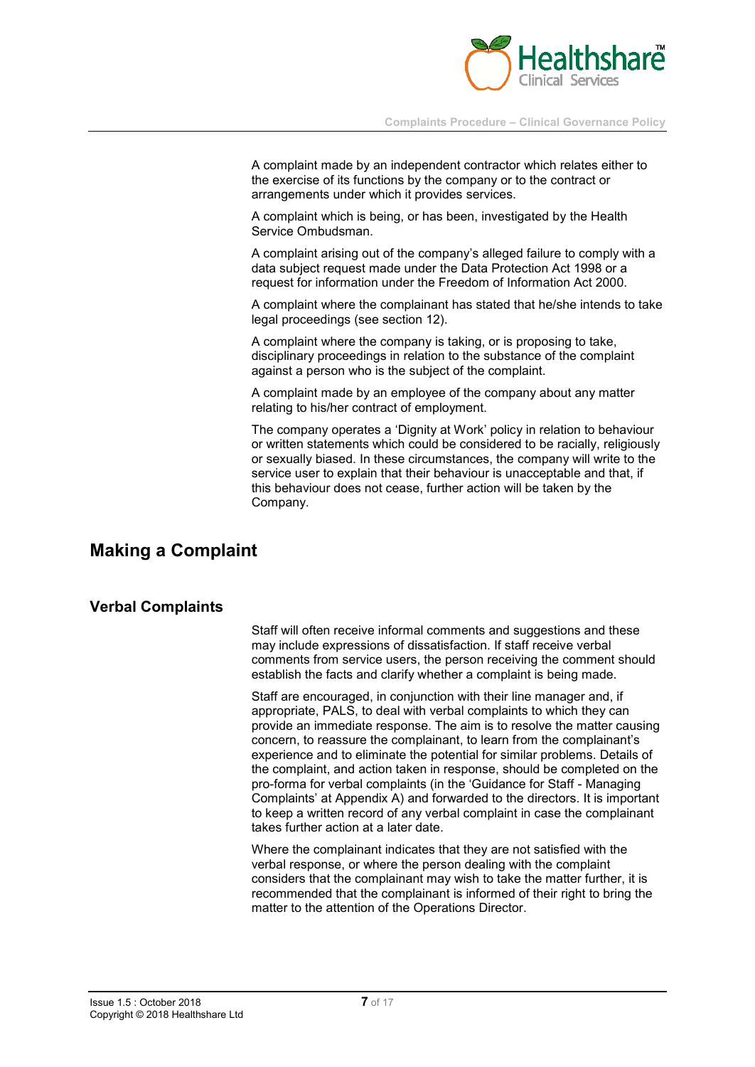A complaint made by an independent contractor which relates either to the exercise of its functions by the company or to the contract or arrangements under which it provides services.

A complaint which is being, or has been, investigated by the Health Service Ombudsman.

A complaint arising out of the company's alleged failure to comply with a data subject request made under the Data Protection Act 1998 or a request for information under the Freedom of Information Act 2000.

A complaint where the complainant has stated that he/she intends to take legal proceedings (see section 12).

A complaint where the company is taking, or is proposing to take, disciplinary proceedings in relation to the substance of the complaint against a person who is the subject of the complaint.

A complaint made by an employee of the company about any matter relating to his/her contract of employment.

The company operates a 'Dignity at Work' policy in relation to behaviour or written statements which could be considered to be racially, religiously or sexually biased. In these circumstances, the company will write to the service user to explain that their behaviour is unacceptable and that, if this behaviour does not cease, further action will be taken by the Company.

# Making a Complaint

## Verbal Complaints

Staff will often receive informal comments and suggestions and these may include expressions of dissatisfaction. If staff receive verbal comments from service users, the person receiving the comment should establish the facts and clarify whether a complaint is being made.

Staff are encouraged, in conjunction with their line manager and, if appropriate, PALS, to deal with verbal complaints to which they can provide an immediate response. The aim is to resolve the matter causing concern, to reassure the complainant, to learn from the complainant's experience and to eliminate the potential for similar problems. Details of the complaint, and action taken in response, should be completed on the pro-forma for verbal complaints (in the 'Guidance for Staff - Managing Complaints' at Appendix A) and forwarded to the directors. It is important to keep a written record of any verbal complaint in case the complainant takes further action at a later date.

Where the complainant indicates that they are not satisfied with the verbal response, or where the person dealing with the complaint considers that the complainant may wish to take the matter further, it is recommended that the complainant is informed of their right to bring the matter to the attention of the Operations Director.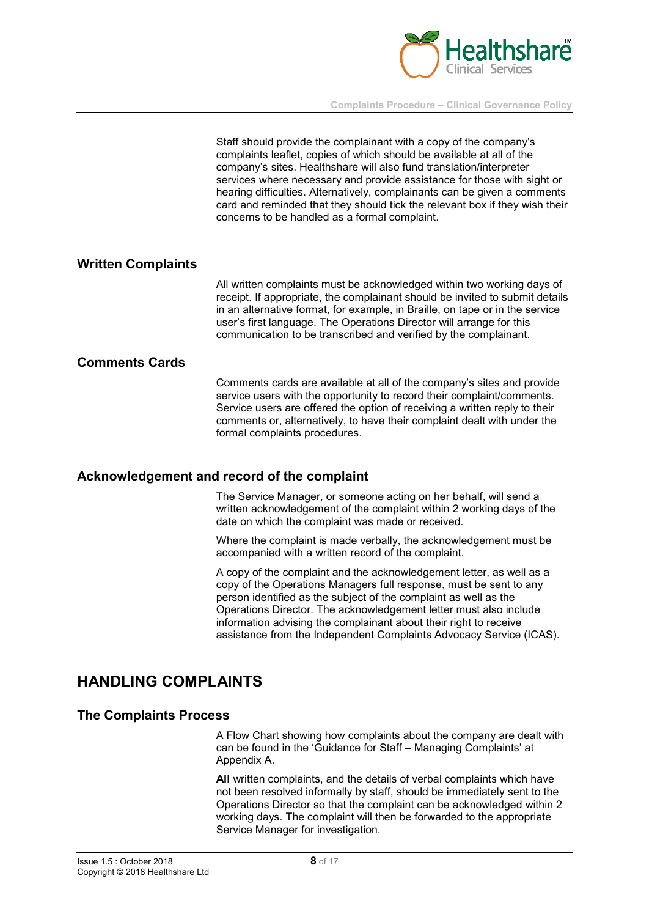Staff should provide the complainant with a copy of the company's complaints leaflet, copies of which should be available at all of the company's sites. Healthshare will also fund translation/interpreter services where necessary and provide assistance for those with sight or hearing difficulties. Alternatively, complainants can be given a comments card and reminded that they should tick the relevant box if they wish their concerns to be handled as a formal complaint.

### Written Complaints

All written complaints must be acknowledged within two working days of receipt. If appropriate, the complainant should be invited to submit details in an alternative format, for example, in Braille, on tape or in the service user's first language. The Operations Director will arrange for this communication to be transcribed and verified by the complainant.

### Comments Cards

Comments cards are available at all of the company's sites and provide service users with the opportunity to record their complaint/comments. Service users are offered the option of receiving a written reply to their comments or, alternatively, to have their complaint dealt with under the formal complaints procedures.

### Acknowledgement and record of the complaint

The Service Manager, or someone acting on her behalf, will send a written acknowledgement of the complaint within 2 working days of the date on which the complaint was made or received.

Where the complaint is made verbally, the acknowledgement must be accompanied with a written record of the complaint.

A copy of the complaint and the acknowledgement letter, as well as a copy of the Operations Managers full response, must be sent to any person identified as the subject of the complaint as well as the Operations Director. The acknowledgement letter must also include information advising the complainant about their right to receive assistance from the Independent Complaints Advocacy Service (ICAS).

## HANDLING COMPLAINTS

### The Complaints Process

A Flow Chart showing how complaints about the company are dealt with can be found in the 'Guidance for Staff – Managing Complaints' at Appendix A.

**All** written complaints, and the details of verbal complaints which have not been resolved informally by staff, should be immediately sent to the Operations Director so that the complaint can be acknowledged within 2 working days. The complaint will then be forwarded to the appropriate Service Manager for investigation.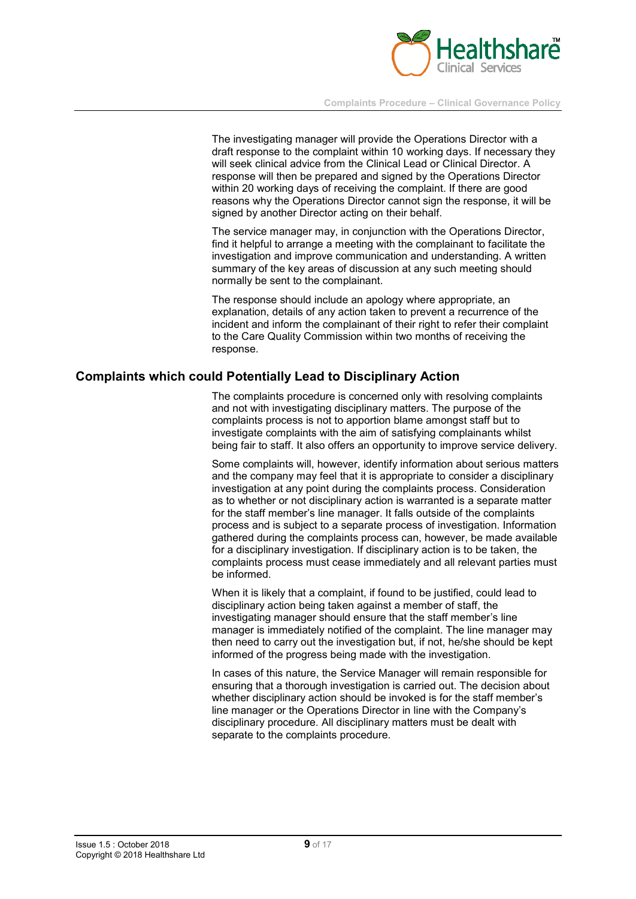The investigating manager will provide the Operations Director with a draft response to the complaint within 10 working days. If necessary they will seek clinical advice from the Clinical Lead or Clinical Director. A response will then be prepared and signed by the Operations Director within 20 working days of receiving the complaint. If there are good reasons why the Operations Director cannot sign the response, it will be signed by another Director acting on their behalf.

The service manager may, in conjunction with the Operations Director, find it helpful to arrange a meeting with the complainant to facilitate the investigation and improve communication and understanding. A written summary of the key areas of discussion at any such meeting should normally be sent to the complainant.

The response should include an apology where appropriate, an explanation, details of any action taken to prevent a recurrence of the incident and inform the complainant of their right to refer their complaint to the Care Quality Commission within two months of receiving the response.

## Complaints which could Potentially Lead to Disciplinary Action

The complaints procedure is concerned only with resolving complaints and not with investigating disciplinary matters. The purpose of the complaints process is not to apportion blame amongst staff but to investigate complaints with the aim of satisfying complainants whilst being fair to staff. It also offers an opportunity to improve service delivery.

Some complaints will, however, identify information about serious matters and the company may feel that it is appropriate to consider a disciplinary investigation at any point during the complaints process. Consideration as to whether or not disciplinary action is warranted is a separate matter for the staff member's line manager. It falls outside of the complaints process and is subject to a separate process of investigation. Information gathered during the complaints process can, however, be made available for a disciplinary investigation. If disciplinary action is to be taken, the complaints process must cease immediately and all relevant parties must be informed.

When it is likely that a complaint, if found to be justified, could lead to disciplinary action being taken against a member of staff, the investigating manager should ensure that the staff member's line manager is immediately notified of the complaint. The line manager may then need to carry out the investigation but, if not, he/she should be kept informed of the progress being made with the investigation.

In cases of this nature, the Service Manager will remain responsible for ensuring that a thorough investigation is carried out. The decision about whether disciplinary action should be invoked is for the staff member's line manager or the Operations Director in line with the Company's disciplinary procedure. All disciplinary matters must be dealt with separate to the complaints procedure.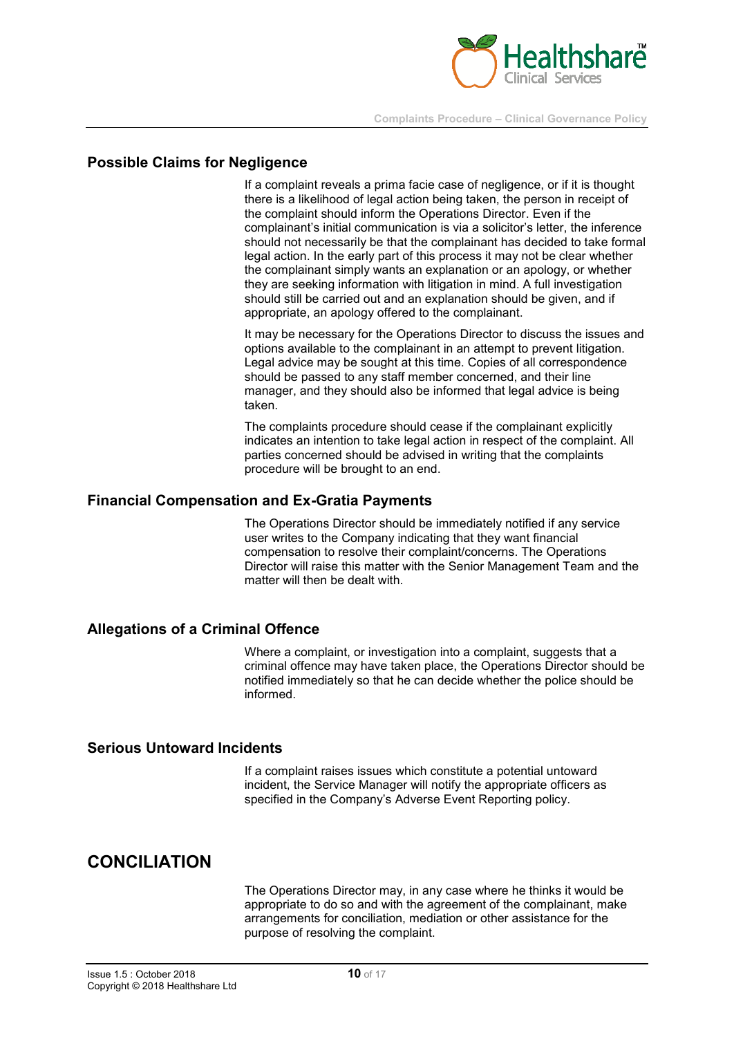## Possible Claims for Negligence

If a complaint reveals a prima facie case of negligence, or if it is thought there is a likelihood of legal action being taken, the person in receipt of the complaint should inform the Operations Director. Even if the complainant's initial communication is via a solicitor's letter, the inference should not necessarily be that the complainant has decided to take formal legal action. In the early part of this process it may not be clear whether the complainant simply wants an explanation or an apology, or whether they are seeking information with litigation in mind. A full investigation should still be carried out and an explanation should be given, and if appropriate, an apology offered to the complainant.

It may be necessary for the Operations Director to discuss the issues and options available to the complainant in an attempt to prevent litigation. Legal advice may be sought at this time. Copies of all correspondence should be passed to any staff member concerned, and their line manager, and they should also be informed that legal advice is being taken.

The complaints procedure should cease if the complainant explicitly indicates an intention to take legal action in respect of the complaint. All parties concerned should be advised in writing that the complaints procedure will be brought to an end.

## Financial Compensation and Ex-Gratia Payments

The Operations Director should be immediately notified if any service user writes to the Company indicating that they want financial compensation to resolve their complaint/concerns. The Operations Director will raise this matter with the Senior Management Team and the matter will then be dealt with.

## Allegations of a Criminal Offence

Where a complaint, or investigation into a complaint, suggests that a criminal offence may have taken place, the Operations Director should be notified immediately so that he can decide whether the police should be informed.

## Serious Untoward Incidents

If a complaint raises issues which constitute a potential untoward incident, the Service Manager will notify the appropriate officers as specified in the Company's Adverse Event Reporting policy.

# CONCILIATION

The Operations Director may, in any case where he thinks it would be appropriate to do so and with the agreement of the complainant, make arrangements for conciliation, mediation or other assistance for the purpose of resolving the complaint.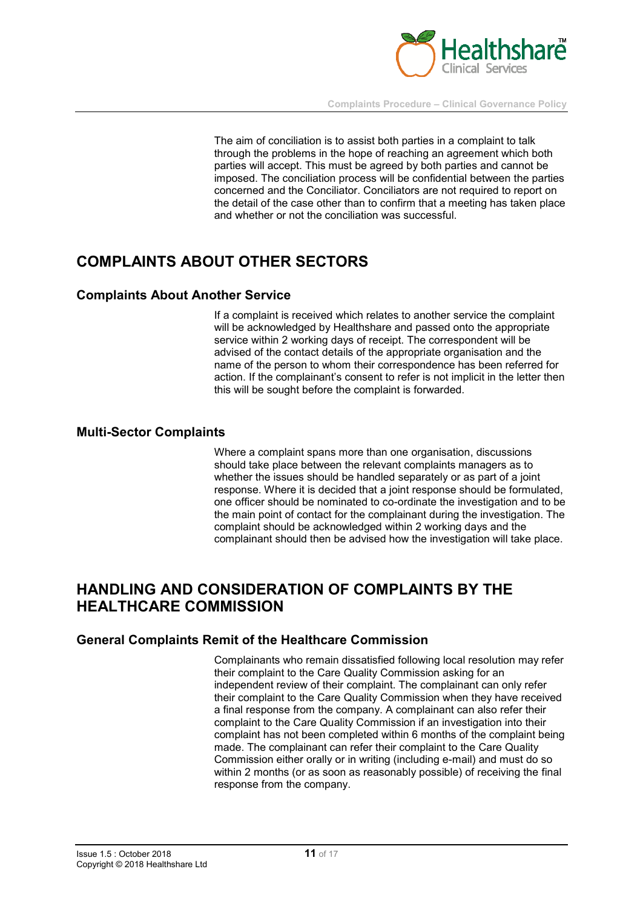The aim of conciliation is to assist both parties in a complaint to talk through the problems in the hope of reaching an agreement which both parties will accept. This must be agreed by both parties and cannot be imposed. The conciliation process will be confidential between the parties concerned and the Conciliator. Conciliators are not required to report on the detail of the case other than to confirm that a meeting has taken place and whether or not the conciliation was successful.

## COMPLAINTS ABOUT OTHER SECTORS

### Complaints About Another Service

If a complaint is received which relates to another service the complaint will be acknowledged by Healthshare and passed onto the appropriate service within 2 working days of receipt. The correspondent will be advised of the contact details of the appropriate organisation and the name of the person to whom their correspondence has been referred for action. If the complainant's consent to refer is not implicit in the letter then this will be sought before the complaint is forwarded.

### Multi-Sector Complaints

Where a complaint spans more than one organisation, discussions should take place between the relevant complaints managers as to whether the issues should be handled separately or as part of a joint response. Where it is decided that a joint response should be formulated, one officer should be nominated to co-ordinate the investigation and to be the main point of contact for the complainant during the investigation. The complaint should be acknowledged within 2 working days and the complainant should then be advised how the investigation will take place.

## HANDLING AND CONSIDERATION OF COMPLAINTS BY THE HEALTHCARE COMMISSION

### General Complaints Remit of the Healthcare Commission

Complainants who remain dissatisfied following local resolution may refer their complaint to the Care Quality Commission asking for an independent review of their complaint. The complainant can only refer their complaint to the Care Quality Commission when they have received a final response from the company. A complainant can also refer their complaint to the Care Quality Commission if an investigation into their complaint has not been completed within 6 months of the complaint being made. The complainant can refer their complaint to the Care Quality Commission either orally or in writing (including e-mail) and must do so within 2 months (or as soon as reasonably possible) of receiving the final response from the company.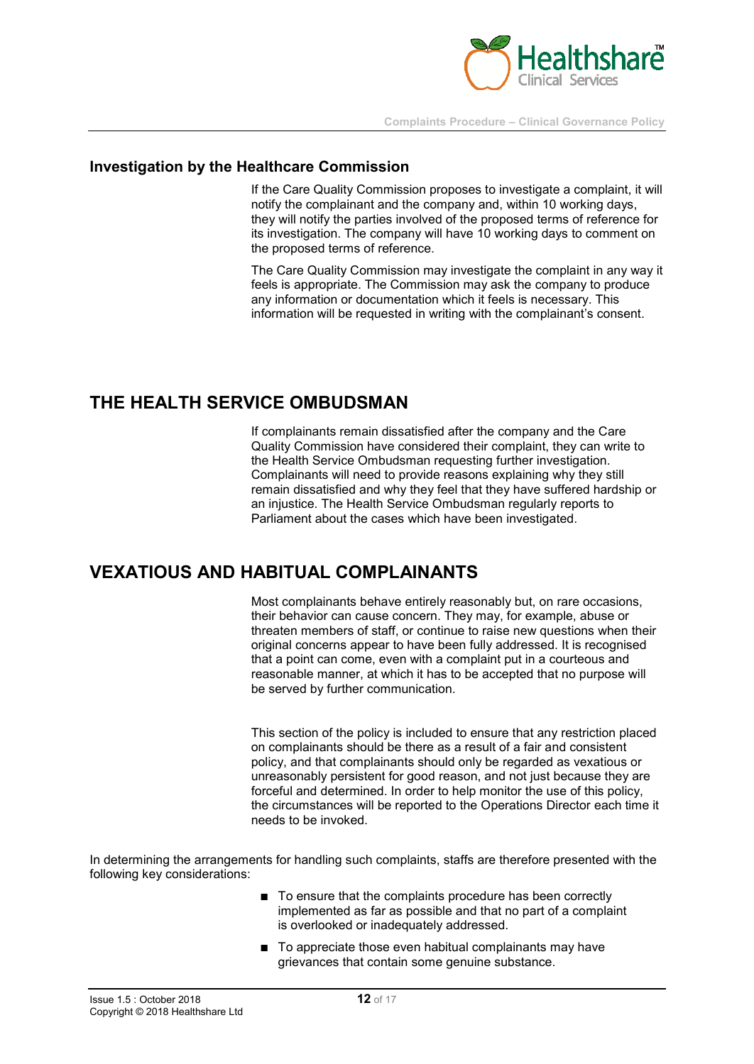### Investigation by the Healthcare Commission

If the Care Quality Commission proposes to investigate a complaint, it will notify the complainant and the company and, within 10 working days, they will notify the parties involved of the proposed terms of reference for its investigation. The company will have 10 working days to comment on the proposed terms of reference.

The Care Quality Commission may investigate the complaint in any way it feels is appropriate. The Commission may ask the company to produce any information or documentation which it feels is necessary. This information will be requested in writing with the complainant's consent.

## THE HEALTH SERVICE OMBUDSMAN

If complainants remain dissatisfied after the company and the Care Quality Commission have considered their complaint, they can write to the Health Service Ombudsman requesting further investigation. Complainants will need to provide reasons explaining why they still remain dissatisfied and why they feel that they have suffered hardship or an injustice. The Health Service Ombudsman regularly reports to Parliament about the cases which have been investigated.

## VEXATIOUS AND HABITUAL COMPLAINANTS

Most complainants behave entirely reasonably but, on rare occasions, their behavior can cause concern. They may, for example, abuse or threaten members of staff, or continue to raise new questions when their original concerns appear to have been fully addressed. It is recognised that a point can come, even with a complaint put in a courteous and reasonable manner, at which it has to be accepted that no purpose will be served by further communication.

This section of the policy is included to ensure that any restriction placed on complainants should be there as a result of a fair and consistent policy, and that complainants should only be regarded as vexatious or unreasonably persistent for good reason, and not just because they are forceful and determined. In order to help monitor the use of this policy, the circumstances will be reported to the Operations Director each time it needs to be invoked.

In determining the arrangements for handling such complaints, staffs are therefore presented with the following key considerations:

- To ensure that the complaints procedure has been correctly implemented as far as possible and that no part of a complaint is overlooked or inadequately addressed.
- To appreciate those even habitual complainants may have grievances that contain some genuine substance.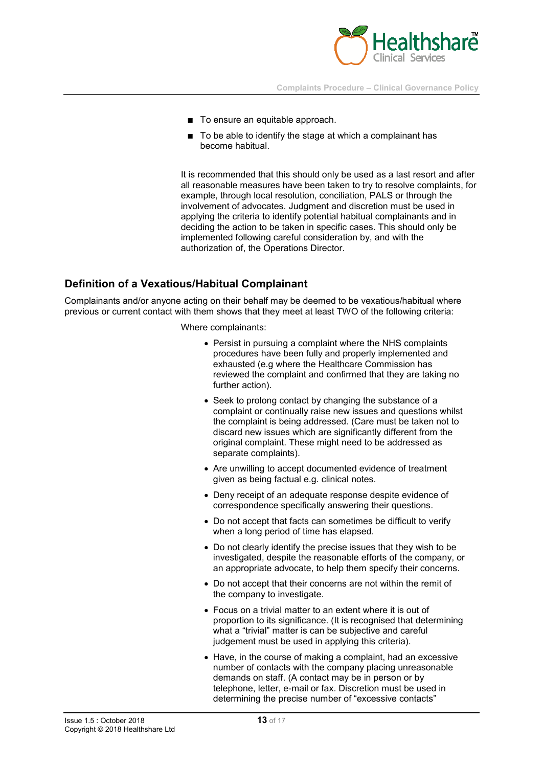- To ensure an equitable approach.
- To be able to identify the stage at which a complainant has become habitual.

It is recommended that this should only be used as a last resort and after all reasonable measures have been taken to try to resolve complaints, for example, through local resolution, conciliation, PALS or through the involvement of advocates. Judgment and discretion must be used in applying the criteria to identify potential habitual complainants and in deciding the action to be taken in specific cases. This should only be implemented following careful consideration by, and with the authorization of, the Operations Director.

## Definition of a Vexatious/Habitual Complainant

Complainants and/or anyone acting on their behalf may be deemed to be vexatious/habitual where previous or current contact with them shows that they meet at least TWO of the following criteria:

Where complainants:

- Persist in pursuing a complaint where the NHS complaints procedures have been fully and properly implemented and exhausted (e.g where the Healthcare Commission has reviewed the complaint and confirmed that they are taking no further action).
- Seek to prolong contact by changing the substance of a complaint or continually raise new issues and questions whilst the complaint is being addressed. (Care must be taken not to discard new issues which are significantly different from the original complaint. These might need to be addressed as separate complaints).
- Are unwilling to accept documented evidence of treatment given as being factual e.g. clinical notes.
- Deny receipt of an adequate response despite evidence of correspondence specifically answering their questions.
- Do not accept that facts can sometimes be difficult to verify when a long period of time has elapsed.
- Do not clearly identify the precise issues that they wish to be investigated, despite the reasonable efforts of the company, or an appropriate advocate, to help them specify their concerns.
- Do not accept that their concerns are not within the remit of the company to investigate.
- Focus on a trivial matter to an extent where it is out of proportion to its significance. (It is recognised that determining what a "trivial" matter is can be subjective and careful judgement must be used in applying this criteria).
- Have, in the course of making a complaint, had an excessive number of contacts with the company placing unreasonable demands on staff. (A contact may be in person or by telephone, letter, e-mail or fax. Discretion must be used in determining the precise number of "excessive contacts"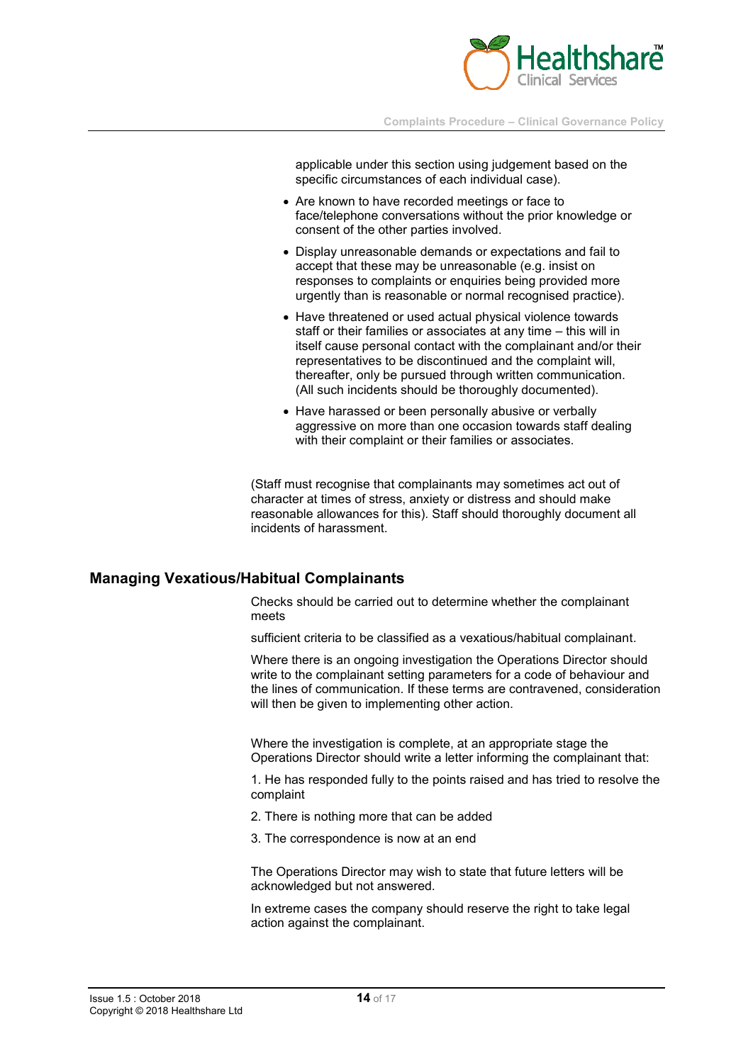applicable under this section using judgement based on the specific circumstances of each individual case).

- Are known to have recorded meetings or face to face/telephone conversations without the prior knowledge or consent of the other parties involved.
- Display unreasonable demands or expectations and fail to accept that these may be unreasonable (e.g. insist on responses to complaints or enquiries being provided more urgently than is reasonable or normal recognised practice).
- Have threatened or used actual physical violence towards staff or their families or associates at any time – this will in itself cause personal contact with the complainant and/or their representatives to be discontinued and the complaint will, thereafter, only be pursued through written communication. (All such incidents should be thoroughly documented).
- Have harassed or been personally abusive or verbally aggressive on more than one occasion towards staff dealing with their complaint or their families or associates.

(Staff must recognise that complainants may sometimes act out of character at times of stress, anxiety or distress and should make reasonable allowances for this). Staff should thoroughly document all incidents of harassment.

## Managing Vexatious/Habitual Complainants

Checks should be carried out to determine whether the complainant meets

sufficient criteria to be classified as a vexatious/habitual complainant.

Where there is an ongoing investigation the Operations Director should write to the complainant setting parameters for a code of behaviour and the lines of communication. If these terms are contravened, consideration will then be given to implementing other action.

Where the investigation is complete, at an appropriate stage the Operations Director should write a letter informing the complainant that:

1. He has responded fully to the points raised and has tried to resolve the complaint
2. There is nothing more that can be added
3. The correspondence is now at an end

The Operations Director may wish to state that future letters will be acknowledged but not answered.

In extreme cases the company should reserve the right to take legal action against the complainant.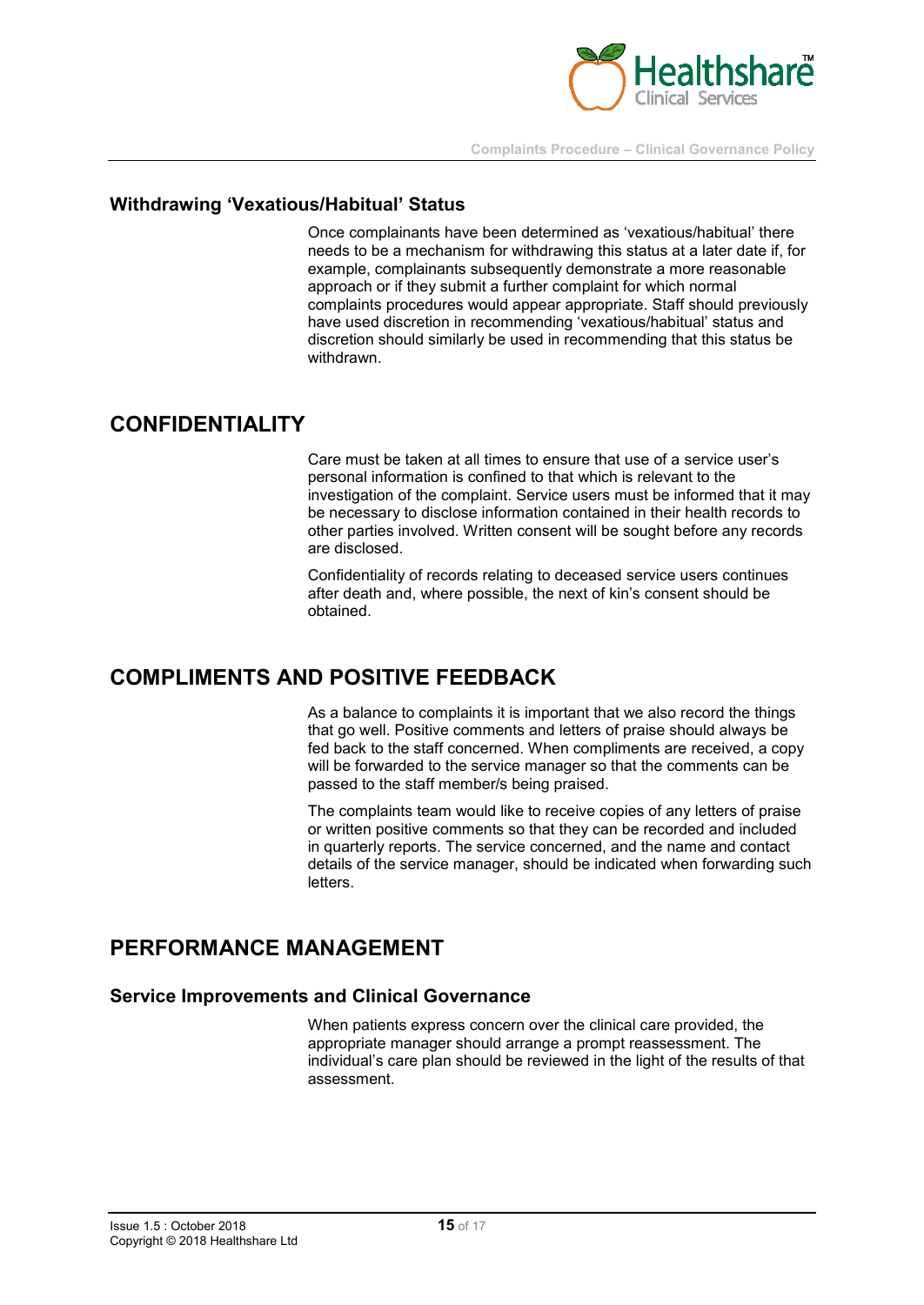### Withdrawing ‘Vexatious/Habitual’ Status

Once complainants have been determined as ‘vexatious/habitual’ there needs to be a mechanism for withdrawing this status at a later date if, for example, complainants subsequently demonstrate a more reasonable approach or if they submit a further complaint for which normal complaints procedures would appear appropriate. Staff should previously have used discretion in recommending ‘vexatious/habitual’ status and discretion should similarly be used in recommending that this status be withdrawn.

## CONFIDENTIALITY

Care must be taken at all times to ensure that use of a service user’s personal information is confined to that which is relevant to the investigation of the complaint. Service users must be informed that it may be necessary to disclose information contained in their health records to other parties involved. Written consent will be sought before any records are disclosed.

Confidentiality of records relating to deceased service users continues after death and, where possible, the next of kin’s consent should be obtained.

## COMPLIMENTS AND POSITIVE FEEDBACK

As a balance to complaints it is important that we also record the things that go well. Positive comments and letters of praise should always be fed back to the staff concerned. When compliments are received, a copy will be forwarded to the service manager so that the comments can be passed to the staff member/s being praised.

The complaints team would like to receive copies of any letters of praise or written positive comments so that they can be recorded and included in quarterly reports. The service concerned, and the name and contact details of the service manager, should be indicated when forwarding such letters.

## PERFORMANCE MANAGEMENT

### Service Improvements and Clinical Governance

When patients express concern over the clinical care provided, the appropriate manager should arrange a prompt reassessment. The individual’s care plan should be reviewed in the light of the results of that assessment.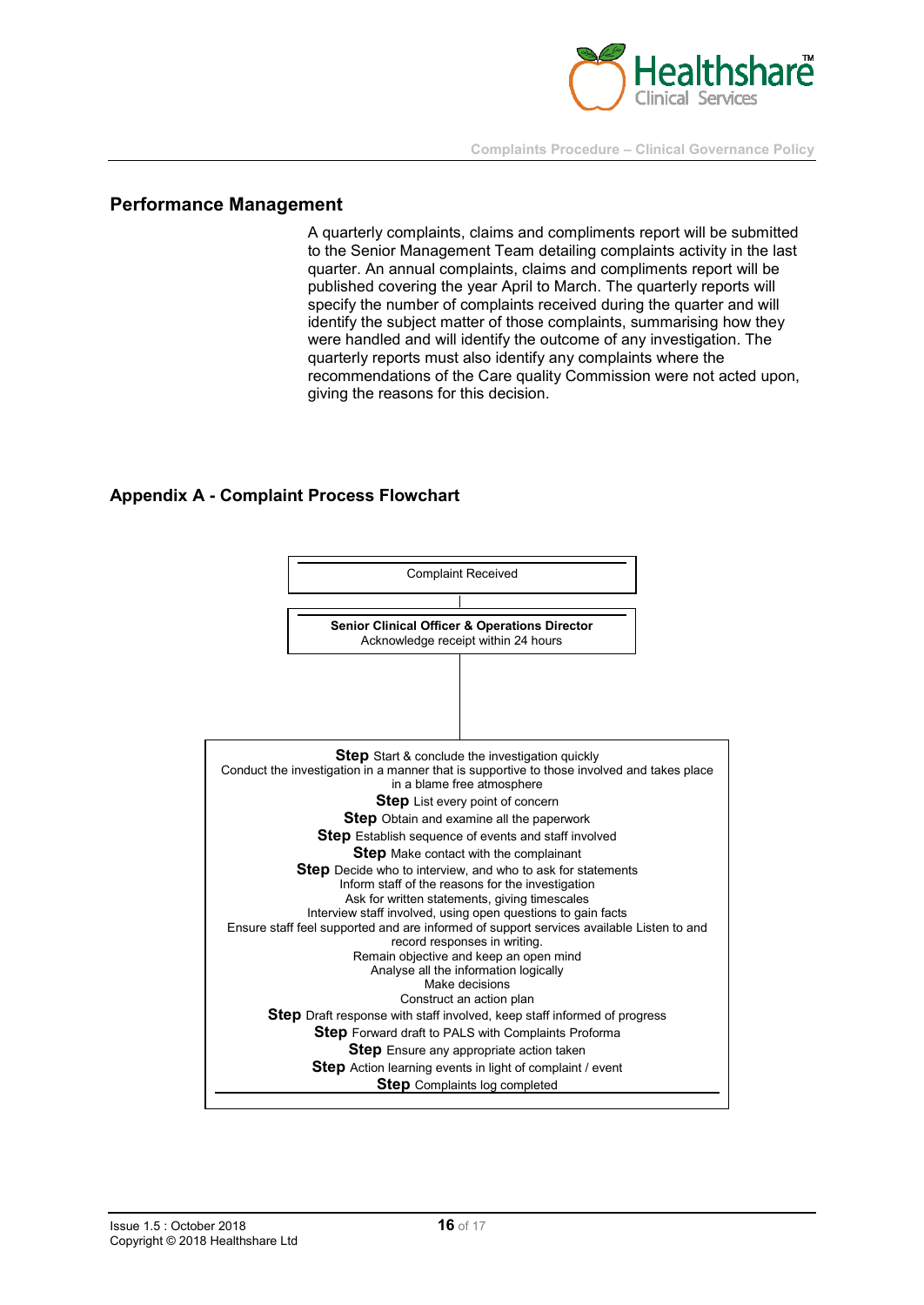## Performance Management

A quarterly complaints, claims and compliments report will be submitted to the Senior Management Team detailing complaints activity in the last quarter. An annual complaints, claims and compliments report will be published covering the year April to March. The quarterly reports will specify the number of complaints received during the quarter and will identify the subject matter of those complaints, summarising how they were handled and will identify the outcome of any investigation. The quarterly reports must also identify any complaints where the recommendations of the Care quality Commission were not acted upon, giving the reasons for this decision.

## Appendix A - Complaint Process Flowchart

Complaint Received

**Senior Clinical Officer & Operations Director**
Acknowledge receipt within 24 hours

**Step** Start & conclude the investigation quickly
Conduct the investigation in a manner that is supportive to those involved and takes place in a blame free atmosphere

**Step** List every point of concern

**Step** Obtain and examine all the paperwork

**Step** Establish sequence of events and staff involved

**Step** Make contact with the complainant

**Step** Decide who to interview, and who to ask for statements
Inform staff of the reasons for the investigation
Ask for written statements, giving timescales
Interview staff involved, using open questions to gain facts
Ensure staff feel supported and are informed of support services available Listen to and record responses in writing.
Remain objective and keep an open mind
Analyse all the information logically
Make decisions
Construct an action plan

**Step** Draft response with staff involved, keep staff informed of progress

**Step** Forward draft to PALS with Complaints Proforma

**Step** Ensure any appropriate action taken

**Step** Action learning events in light of complaint / event

**Step** Complaints log completed